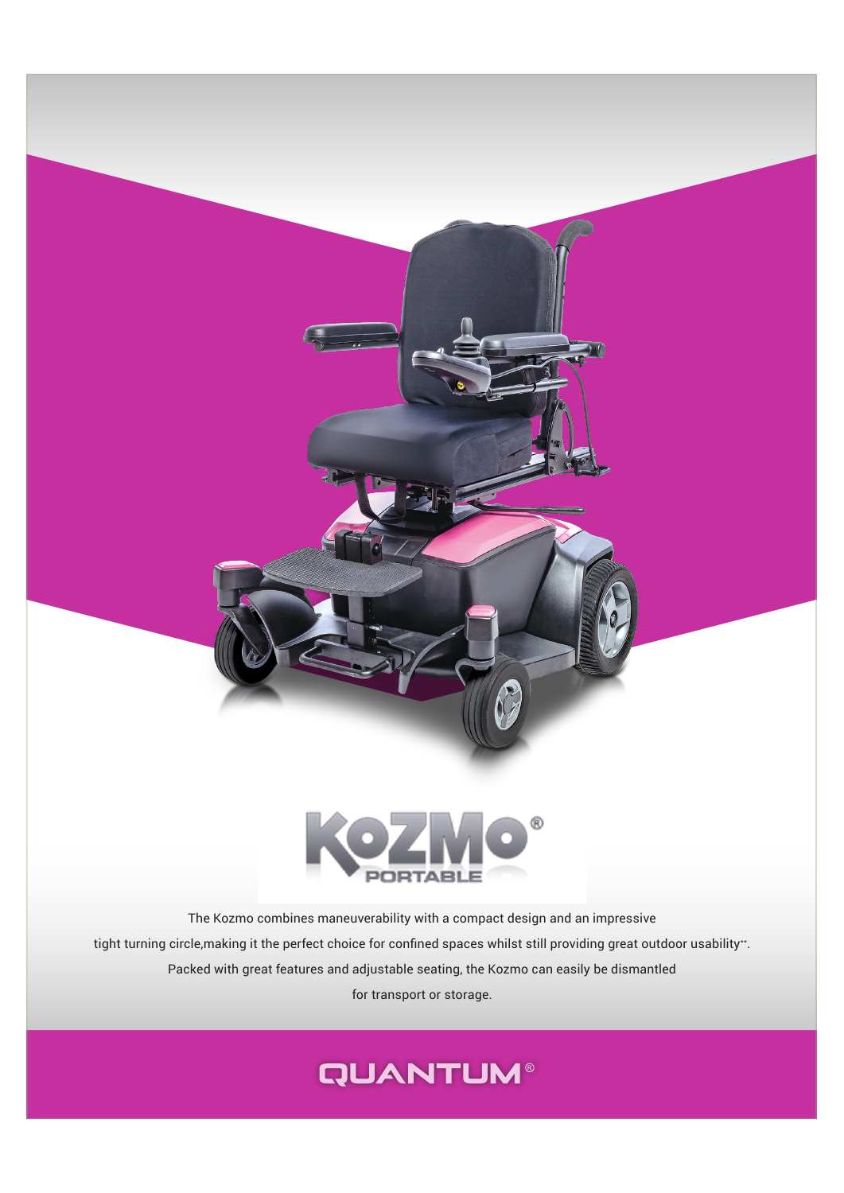# KOZMO® PORTABLE

The Kozmo combines maneuverability with a compact design and an impressive tight turning circle,making it the perfect choice for confined spaces whilst still providing great outdoor usability**. Packed with great features and adjustable seating, the Kozmo can easily be dismantled for transport or storage.

QUANTUM®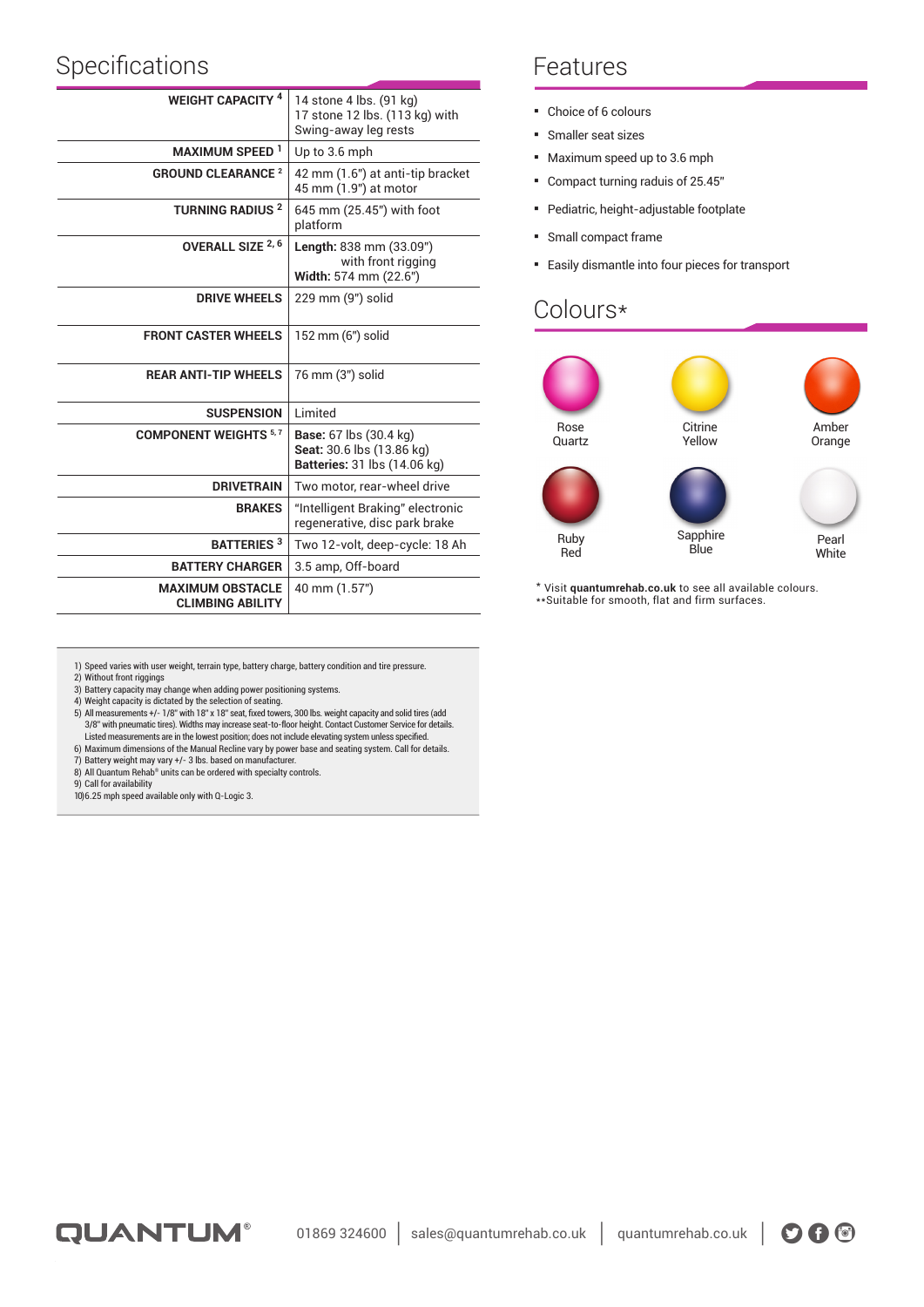## Specifications

| | |
|---|---|
| WEIGHT CAPACITY [4] | 14 stone 4 lbs. (91 kg)<br>17 stone 12 lbs. (113 kg) with Swing-away leg rests |
| MAXIMUM SPEED [1] | Up to 3.6 mph |
| GROUND CLEARANCE [2] | 42 mm (1.6") at anti-tip bracket<br>45 mm (1.9") at motor |
| TURNING RADIUS [2] | 645 mm (25.45") with foot platform |
| OVERALL SIZE [2, 6] | **Length:** 838 mm (33.09") with front rigging<br>**Width:** 574 mm (22.6") |
| DRIVE WHEELS | 229 mm (9") solid |
| FRONT CASTER WHEELS | 152 mm (6") solid |
| REAR ANTI-TIP WHEELS | 76 mm (3") solid |
| SUSPENSION | Limited |
| COMPONENT WEIGHTS [5, 7] | **Base:** 67 lbs (30.4 kg)<br>**Seat:** 30.6 lbs (13.86 kg)<br>**Batteries:** 31 lbs (14.06 kg) |
| DRIVETRAIN | Two motor, rear-wheel drive |
| BRAKES | "Intelligent Braking" electronic regenerative, disc park brake |
| BATTERIES [3] | Two 12-volt, deep-cycle: 18 Ah |
| BATTERY CHARGER | 3.5 amp, Off-board |
| MAXIMUM OBSTACLE CLIMBING ABILITY | 40 mm (1.57") |

1) Speed varies with user weight, terrain type, battery charge, battery condition and tire pressure.
2) Without front riggings
3) Battery capacity may change when adding power positioning systems.
4) Weight capacity is dictated by the selection of seating.
5) All measurements +/- 1/8" with 18" x 18" seat, fixed towers, 300 lbs. weight capacity and solid tires (add 3/8" with pneumatic tires). Widths may increase seat-to-floor height. Contact Customer Service for details. Listed measurements are in the lowest position; does not include elevating system unless specified.
6) Maximum dimensions of the Manual Recline vary by power base and seating system. Call for details.
7) Battery weight may vary +/- 3 lbs. based on manufacturer.
8) All Quantum Rehab® units can be ordered with specialty controls.
9) Call for availability
10) 6.25 mph speed available only with Q-Logic 3.

## Features

- Choice of 6 colours
- Smaller seat sizes
- Maximum speed up to 3.6 mph
- Compact turning raduis of 25.45"
- Pediatric, height-adjustable footplate
- Small compact frame
- Easily dismantle into four pieces for transport

## Colours*

Rose Quartz
Citrine Yellow
Amber Orange
Ruby Red
Sapphire Blue
Pearl White

* Visit **quantumrehab.co.uk** to see all available colours.
**Suitable for smooth, flat and firm surfaces.

QUANTUM® 01869 324600 | sales@quantumrehab.co.uk | quantumrehab.co.uk